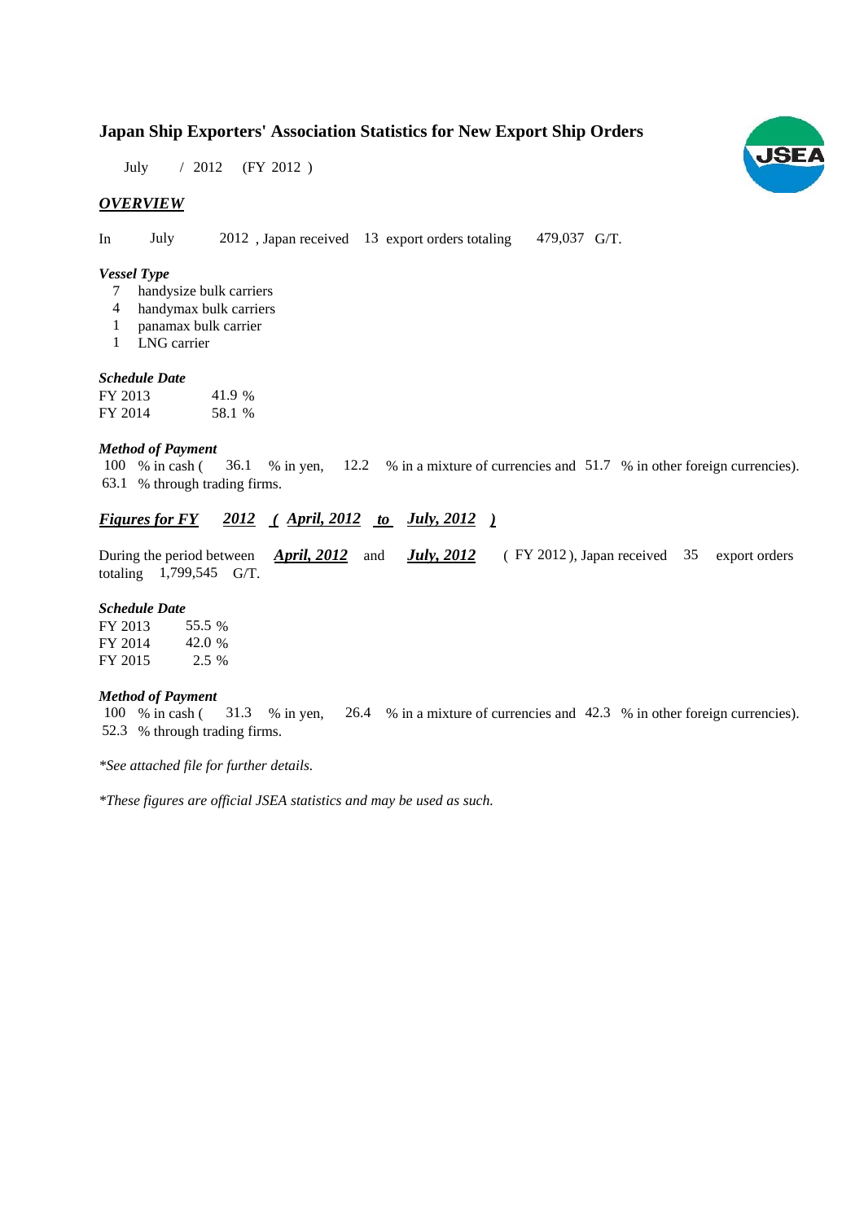# Japan Ship Exporters' Association Statistics for New Export Ship Orders

July / 2012 (FY 2012 )

## *OVERVIEW*

In July 2012 , Japan received 13 export orders totaling 479,037 G/T.

### *Vessel Type*

- 7 handysize bulk carriers
- 4 handymax bulk carriers
- 1 panamax bulk carrier
- 1 LNG carrier

### *Schedule Date*

| | |
|---|---|
| FY 2013 | 41.9 % |
| FY 2014 | 58.1 % |

### *Method of Payment*

100 % in cash ( 36.1 % in yen, 12.2 % in a mixture of currencies and 51.7 % in other foreign currencies).
63.1 % through trading firms.

## *Figures for FY 2012 ( April, 2012 to July, 2012 )*

During the period between ***April, 2012*** and ***July, 2012*** ( FY 2012 ), Japan received 35 export orders totaling 1,799,545 G/T.

### *Schedule Date*

| | |
|---|---|
| FY 2013 | 55.5 % |
| FY 2014 | 42.0 % |
| FY 2015 | 2.5 % |

### *Method of Payment*

100 % in cash ( 31.3 % in yen, 26.4 % in a mixture of currencies and 42.3 % in other foreign currencies).
52.3 % through trading firms.

*\*See attached file for further details.*

*\*These figures are official JSEA statistics and may be used as such.*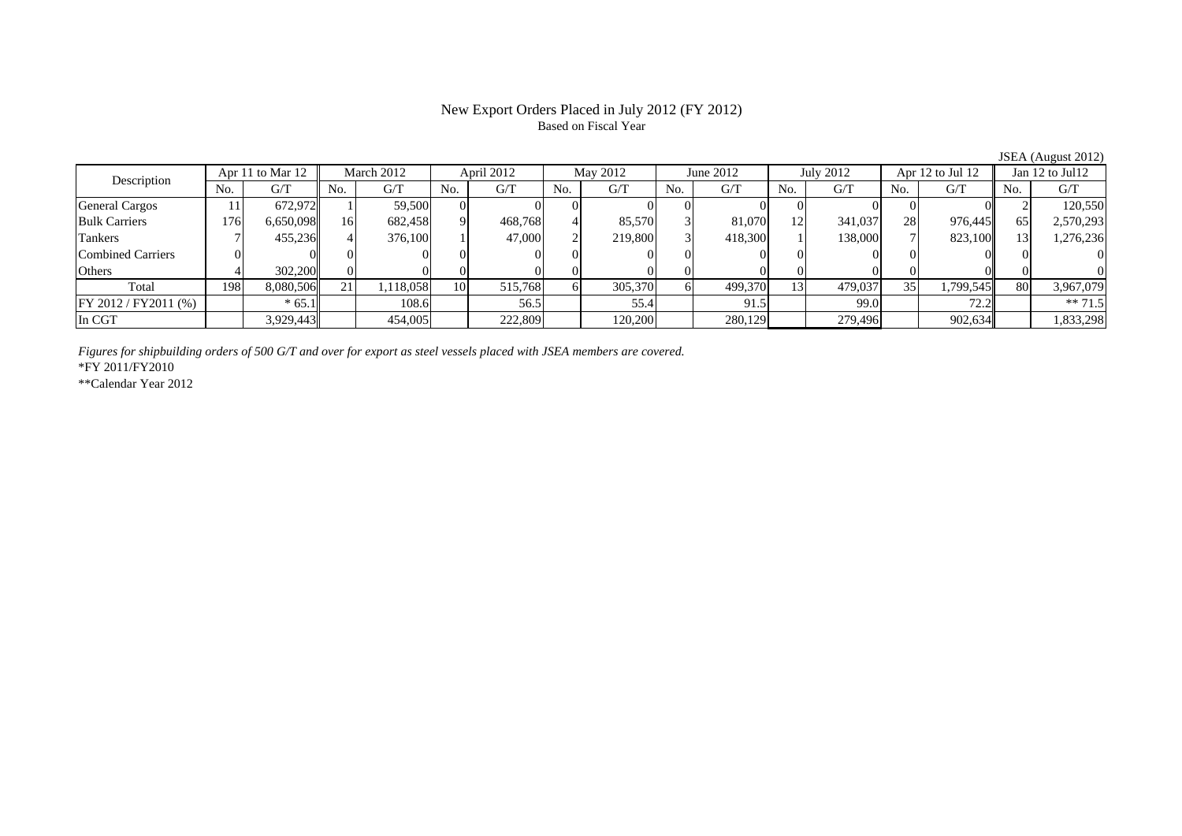# New Export Orders Placed in July 2012 (FY 2012)

Based on Fiscal Year

JSEA (August 2012)

| Description | Apr 11 to Mar 12 | | March 2012 | | April 2012 | | May 2012 | | June 2012 | | July 2012 | | Apr 12 to Jul 12 | | Jan 12 to Jul12 | |
|---|---|---|---|---|---|---|---|---|---|---|---|---|---|---|---|---|
| | No. | G/T | No. | G/T | No. | G/T | No. | G/T | No. | G/T | No. | G/T | No. | G/T | No. | G/T |
| General Cargos | 11 | 672,972 | 1 | 59,500 | 0 | 0 | 0 | 0 | 0 | 0 | 0 | 0 | 0 | 0 | 2 | 120,550 |
| Bulk Carriers | 176 | 6,650,098 | 16 | 682,458 | 9 | 468,768 | 4 | 85,570 | 3 | 81,070 | 12 | 341,037 | 28 | 976,445 | 65 | 2,570,293 |
| Tankers | 7 | 455,236 | 4 | 376,100 | 1 | 47,000 | 2 | 219,800 | 3 | 418,300 | 1 | 138,000 | 7 | 823,100 | 13 | 1,276,236 |
| Combined Carriers | 0 | 0 | 0 | 0 | 0 | 0 | 0 | 0 | 0 | 0 | 0 | 0 | 0 | 0 | 0 | 0 |
| Others | 4 | 302,200 | 0 | 0 | 0 | 0 | 0 | 0 | 0 | 0 | 0 | 0 | 0 | 0 | 0 | 0 |
| Total | 198 | 8,080,506 | 21 | 1,118,058 | 10 | 515,768 | 6 | 305,370 | 6 | 499,370 | 13 | 479,037 | 35 | 1,799,545 | 80 | 3,967,079 |
| FY 2012 / FY2011 (%) | | * 65.1 | | 108.6 | | 56.5 | | 55.4 | | 91.5 | | 99.0 | | 72.2 | | ** 71.5 |
| In CGT | | 3,929,443 | | 454,005 | | 222,809 | | 120,200 | | 280,129 | | 279,496 | | 902,634 | | 1,833,298 |

*Figures for shipbuilding orders of 500 G/T and over for export as steel vessels placed with JSEA members are covered.*

*FY 2011/FY2010

**Calendar Year 2012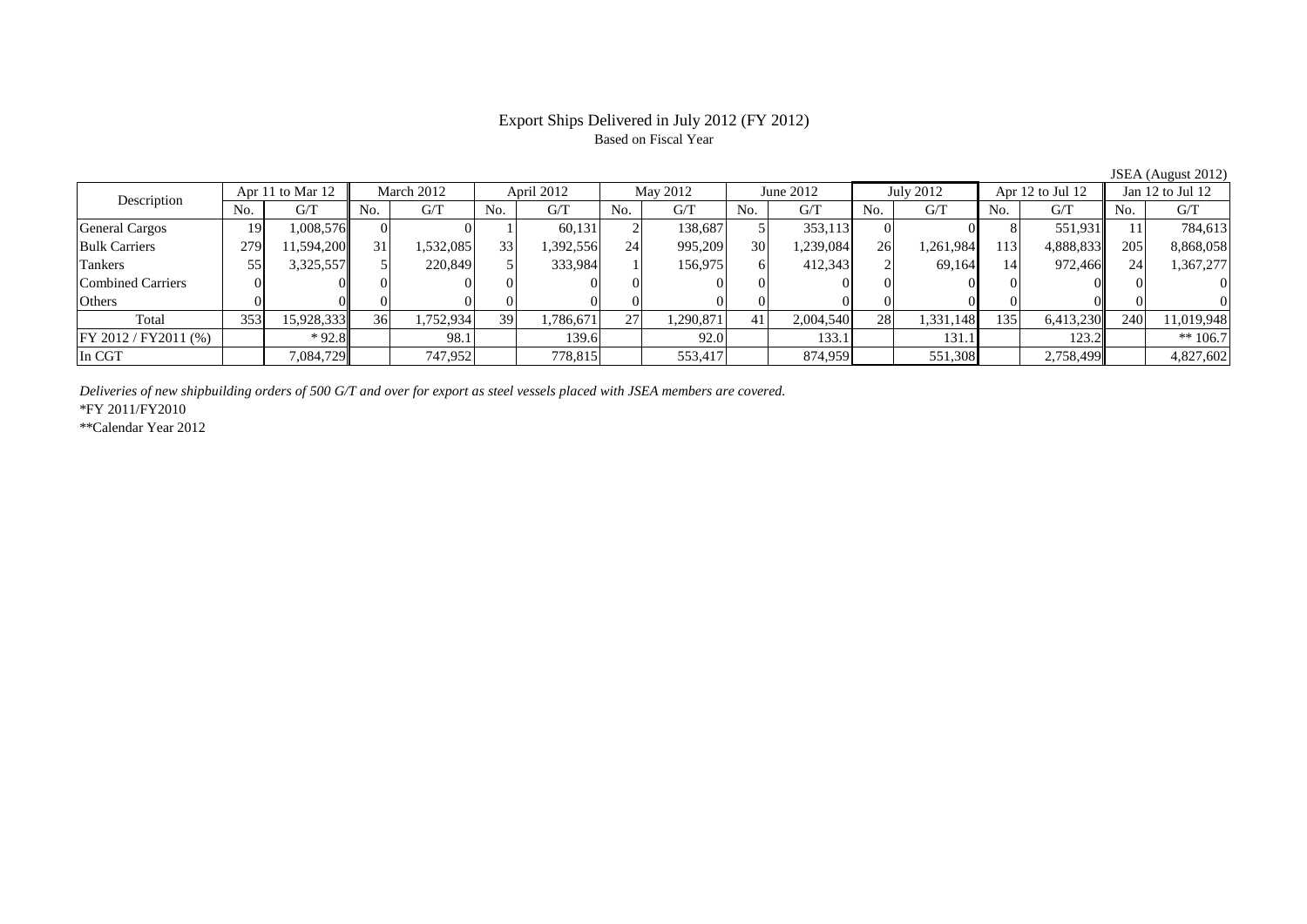# Export Ships Delivered in July 2012 (FY 2012)

Based on Fiscal Year

JSEA (August 2012)

| Description | Apr 11 to Mar 12 | | March 2012 | | April 2012 | | May 2012 | | June 2012 | | July 2012 | | Apr 12 to Jul 12 | | Jan 12 to Jul 12 | |
|---|---|---|---|---|---|---|---|---|---|---|---|---|---|---|---|---|
| | No. | G/T | No. | G/T | No. | G/T | No. | G/T | No. | G/T | No. | G/T | No. | G/T | No. | G/T |
| General Cargos | 19 | 1,008,576 | 0 | 0 | 1 | 60,131 | 2 | 138,687 | 5 | 353,113 | 0 | 0 | 8 | 551,931 | 11 | 784,613 |
| Bulk Carriers | 279 | 11,594,200 | 31 | 1,532,085 | 33 | 1,392,556 | 24 | 995,209 | 30 | 1,239,084 | 26 | 1,261,984 | 113 | 4,888,833 | 205 | 8,868,058 |
| Tankers | 55 | 3,325,557 | 5 | 220,849 | 5 | 333,984 | 1 | 156,975 | 6 | 412,343 | 2 | 69,164 | 14 | 972,466 | 24 | 1,367,277 |
| Combined Carriers | 0 | 0 | 0 | 0 | 0 | 0 | 0 | 0 | 0 | 0 | 0 | 0 | 0 | 0 | 0 | 0 |
| Others | 0 | 0 | 0 | 0 | 0 | 0 | 0 | 0 | 0 | 0 | 0 | 0 | 0 | 0 | 0 | 0 |
| Total | 353 | 15,928,333 | 36 | 1,752,934 | 39 | 1,786,671 | 27 | 1,290,871 | 41 | 2,004,540 | 28 | 1,331,148 | 135 | 6,413,230 | 240 | 11,019,948 |
| FY 2012 / FY2011 (%) | | * 92.8 | | 98.1 | | 139.6 | | 92.0 | | 133.1 | | 131.1 | | 123.2 | | ** 106.7 |
| In CGT | | 7,084,729 | | 747,952 | | 778,815 | | 553,417 | | 874,959 | | 551,308 | | 2,758,499 | | 4,827,602 |

*Deliveries of new shipbuilding orders of 500 G/T and over for export as steel vessels placed with JSEA members are covered.*

*FY 2011/FY2010

**Calendar Year 2012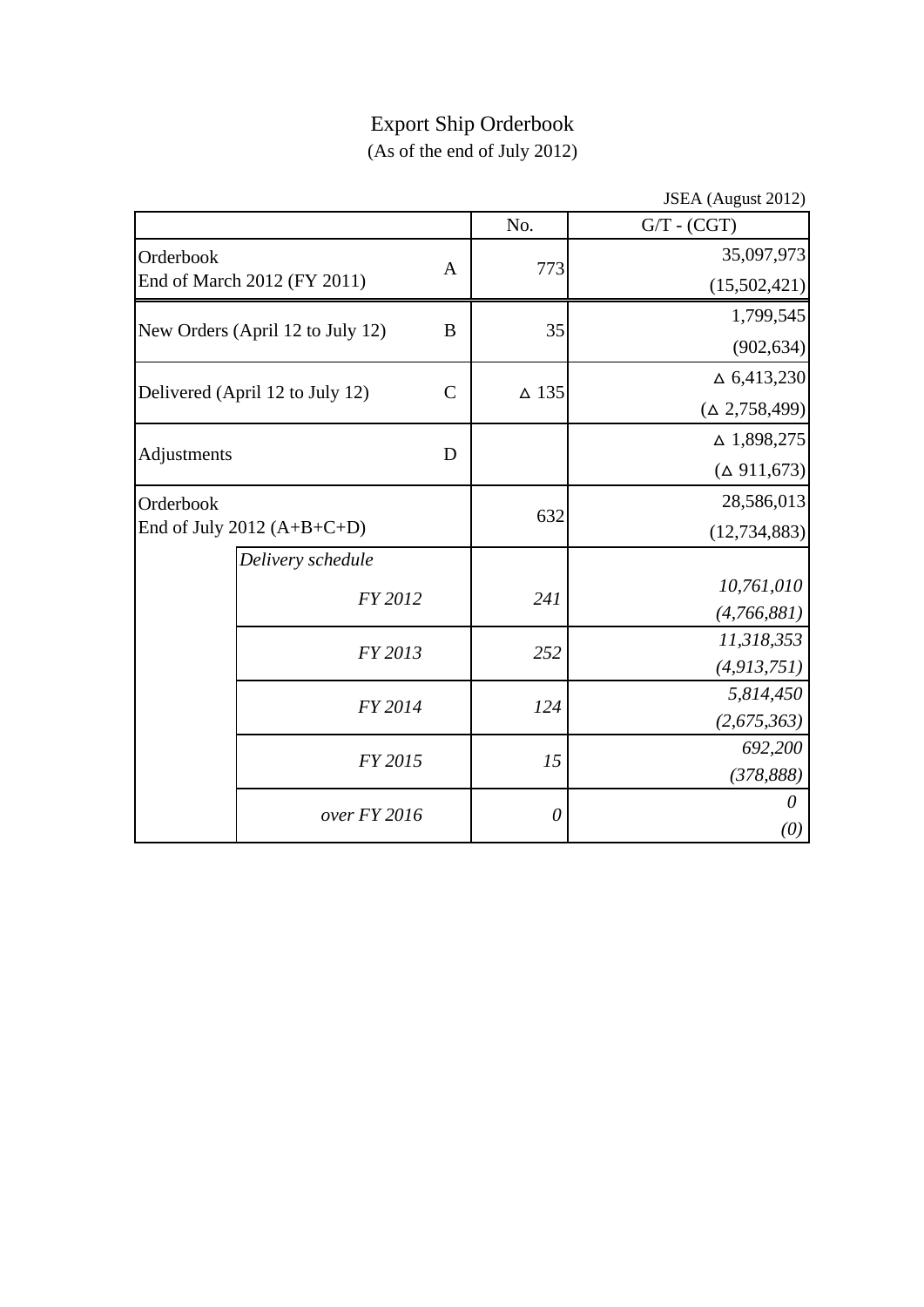# Export Ship Orderbook

(As of the end of July 2012)

JSEA (August 2012)

| | | | No. | G/T - (CGT) |
|---|---|---|---|---|
| Orderbook<br>End of March 2012 (FY 2011) | | A | 773 | 35,097,973<br>(15,502,421) |
| New Orders (April 12 to July 12) | | B | 35 | 1,799,545<br>(902,634) |
| Delivered (April 12 to July 12) | | C | △ 135 | △ 6,413,230<br>(△ 2,758,499) |
| Adjustments | | D | | △ 1,898,275<br>(△ 911,673) |
| Orderbook<br>End of July 2012 (A+B+C+D) | | | 632 | 28,586,013<br>(12,734,883) |
| | *Delivery schedule* | | | |
| | *FY 2012* | | *241* | *10,761,010*<br>*(4,766,881)* |
| | *FY 2013* | | *252* | *11,318,353*<br>*(4,913,751)* |
| | *FY 2014* | | *124* | *5,814,450*<br>*(2,675,363)* |
| | *FY 2015* | | *15* | *692,200*<br>*(378,888)* |
| | *over FY 2016* | | *0* | *0*<br>*(0)* |